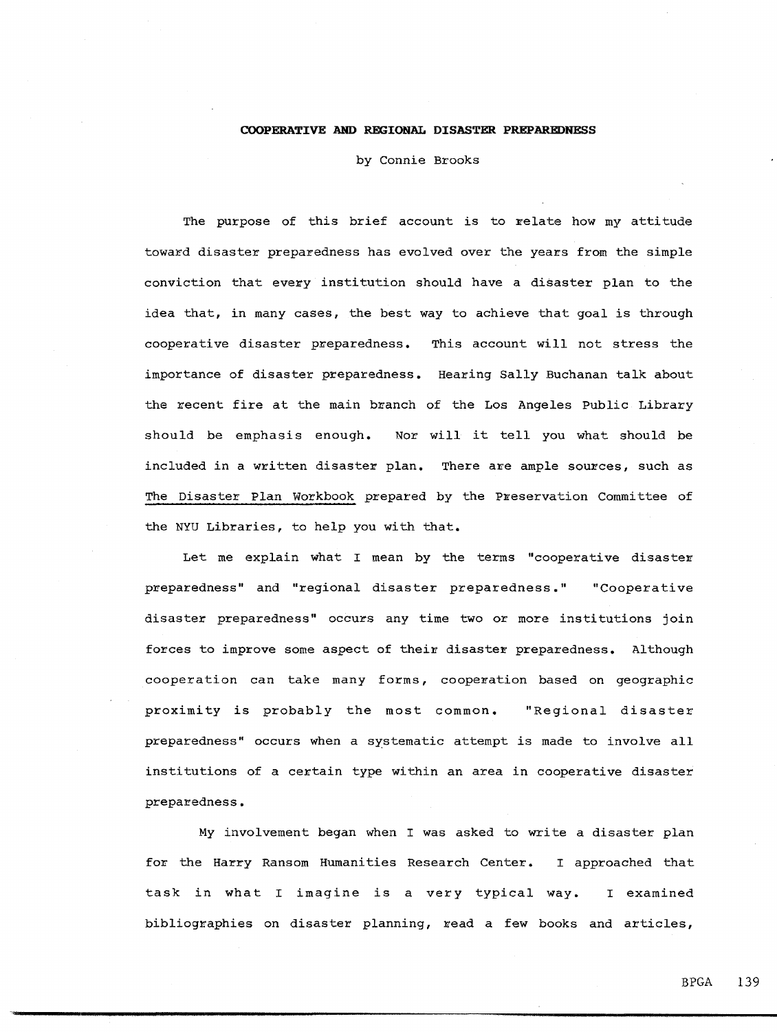# COOPERATIVE AND REGIONAL DISASTER PREPAREDNESS

by Connie Brooks

The purpose of this brief account is to relate how my attitude toward disaster preparedness has evolved over the years from the simple conviction that every institution should have a disaster plan to the idea that, in many cases, the best way to achieve that goal is through cooperative disaster preparedness. This account will not stress the importance of disaster preparedness. Hearing Sally Buchanan talk about the recent fire at the main branch of the Los Angeles Public Library should be emphasis enough. Nor will it tell you what should be included in a written disaster plan. There are ample sources, such as The Disaster Plan Workbook prepared by the Preservation Committee of the NYU Libraries, to help you with that.

Let me explain what I mean by the terms "cooperative disaster preparedness" and "regional disaster preparedness." "Cooperative disaster preparedness" occurs any time two or more institutions join forces to improve some aspect of their disaster preparedness. Although cooperation can take many forms, cooperation based on geographic proximity is probably the most common. "Regional disaster preparedness" occurs when a systematic attempt is made to involve all institutions of a certain type within an area in cooperative disaster preparedness.

My involvement began when I was asked to write a disaster plan for the Harry Ransom Humanities Research Center. I approached that task in what I imagine is a very typical way. I examined bibliographies on disaster planning, read a few books and articles,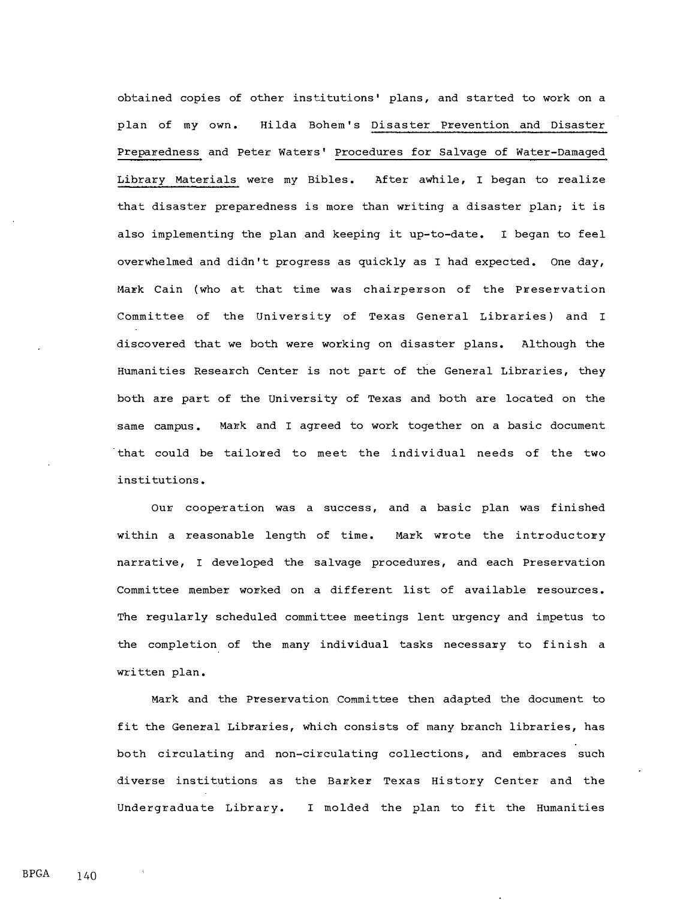obtained copies of other institutions' plans, and started to work on a plan of my own. Hilda Bohem's Disaster Prevention and Disaster Preparedness and Peter Waters' Procedures for Salvage of Water-Damaged Library Materials were my Bibles. After awhile, I began to realize that disaster preparedness is more than writing a disaster plan; it is also implementing the plan and keeping it up-to-date. I began to feel overwhelmed and didn't progress as quickly as I had expected. One day, Mark Cain (who at that time was chairperson of the Preservation Committee of the University of Texas General Libraries) and I discovered that we both were working on disaster plans. Although the Humanities Research Center is not part of the General Libraries, they both are part of the University of Texas and both are located on the same campus. Mark and I agreed to work together on a basic document that could be tailored to meet the individual needs of the two institutions.

Our cooperation was a success, and a basic plan was finished within a reasonable length of time. Mark wrote the introductory narrative, I developed the salvage procedures, and each Preservation Committee member worked on a different list of available resources. The regularly scheduled committee meetings lent urgency and impetus to the completion of the many individual tasks necessary to finish a written plan.

Mark and the Preservation Committee then adapted the document to fit the General Libraries, which consists of many branch libraries, has both circulating and non-circulating collections, and embraces such diverse institutions as the Barker Texas History Center and the Undergraduate Library. I molded the plan to fit the Humanities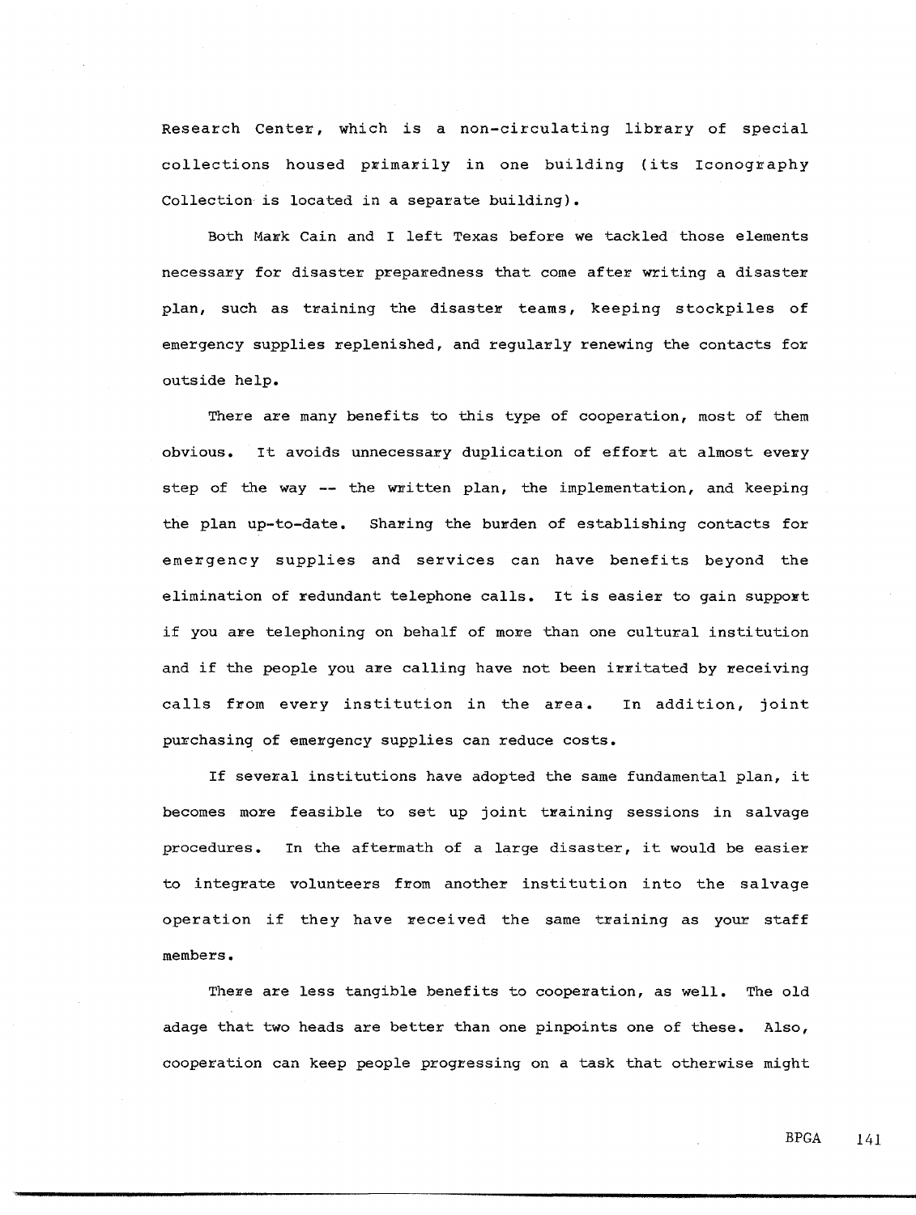Research Center, which is a non-circulating library of special collections housed primarily in one building (its Iconography Collection is located in a separate building).

Both Mark Cain and I left Texas before we tackled those elements necessary for disaster preparedness that come after writing a disaster plan, such as training the disaster teams, keeping stockpiles of emergency supplies replenished, and regularly renewing the contacts for outside help.

There are many benefits to this type of cooperation, most of them obvious. It avoids unnecessary duplication of effort at almost every step of the way -- the written plan, the implementation, and keeping the plan up-to-date. Sharing the burden of establishing contacts for emergency supplies and services can have benefits beyond the elimination of redundant telephone calls. It is easier to gain support if you are telephoning on behalf of more than one cultural institution and if the people you are calling have not been irritated by receiving calls from every institution in the area. In addition, joint purchasing of emergency supplies can reduce costs.

If several institutions have adopted the same fundamental plan, it becomes more feasible to set up joint training sessions in salvage procedures. In the aftermath of a large disaster, it would be easier to integrate volunteers from another institution into the salvage operation if they have received the same training as your staff members.

There are less tangible benefits to cooperation, as well. The old adage that two heads are better than one pinpoints one of these. Also, cooperation can keep people progressing on a task that otherwise might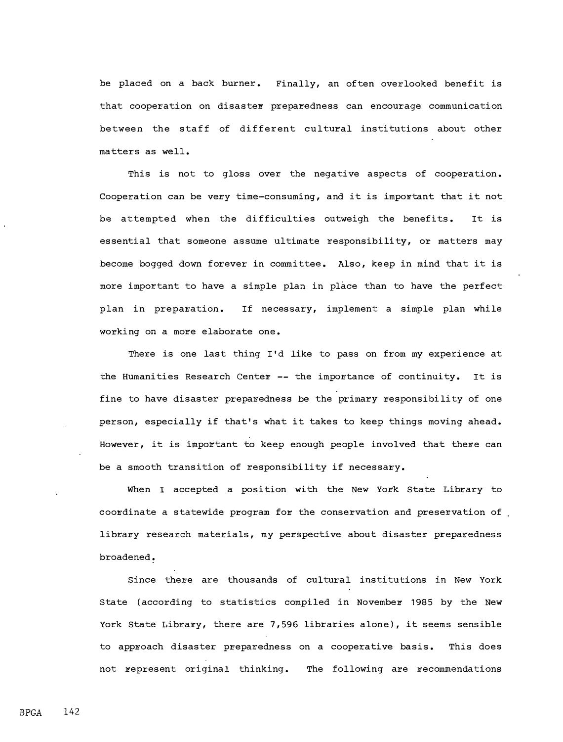be placed on a back burner. Finally, an often overlooked benefit is that cooperation on disaster preparedness can encourage communication between the staff of different cultural institutions about other matters as well.

This is not to gloss over the negative aspects of cooperation. Cooperation can be very time-consuming, and it is important that it not be attempted when the difficulties outweigh the benefits. It is essential that someone assume ultimate responsibility, or matters may become bogged down forever in committee. Also, keep in mind that it is more important to have a simple plan in place than to have the perfect plan in preparation. If necessary, implement a simple plan while working on a more elaborate one.

There is one last thing I'd like to pass on from my experience at the Humanities Research Center -- the importance of continuity. It is fine to have disaster preparedness be the primary responsibility of one person, especially if that's what it takes to keep things moving ahead. However, it is important to keep enough people involved that there can be a smooth transition of responsibility if necessary.

When I accepted a position with the New York State Library to coordinate a statewide program for the conservation and preservation of library research materials, my perspective about disaster preparedness broadened.

Since there are thousands of cultural institutions in New York State (according to statistics compiled in November 1985 by the New York State Library, there are 7,596 libraries alone), it seems sensible to approach disaster preparedness on a cooperative basis. This does not represent original thinking. The following are recommendations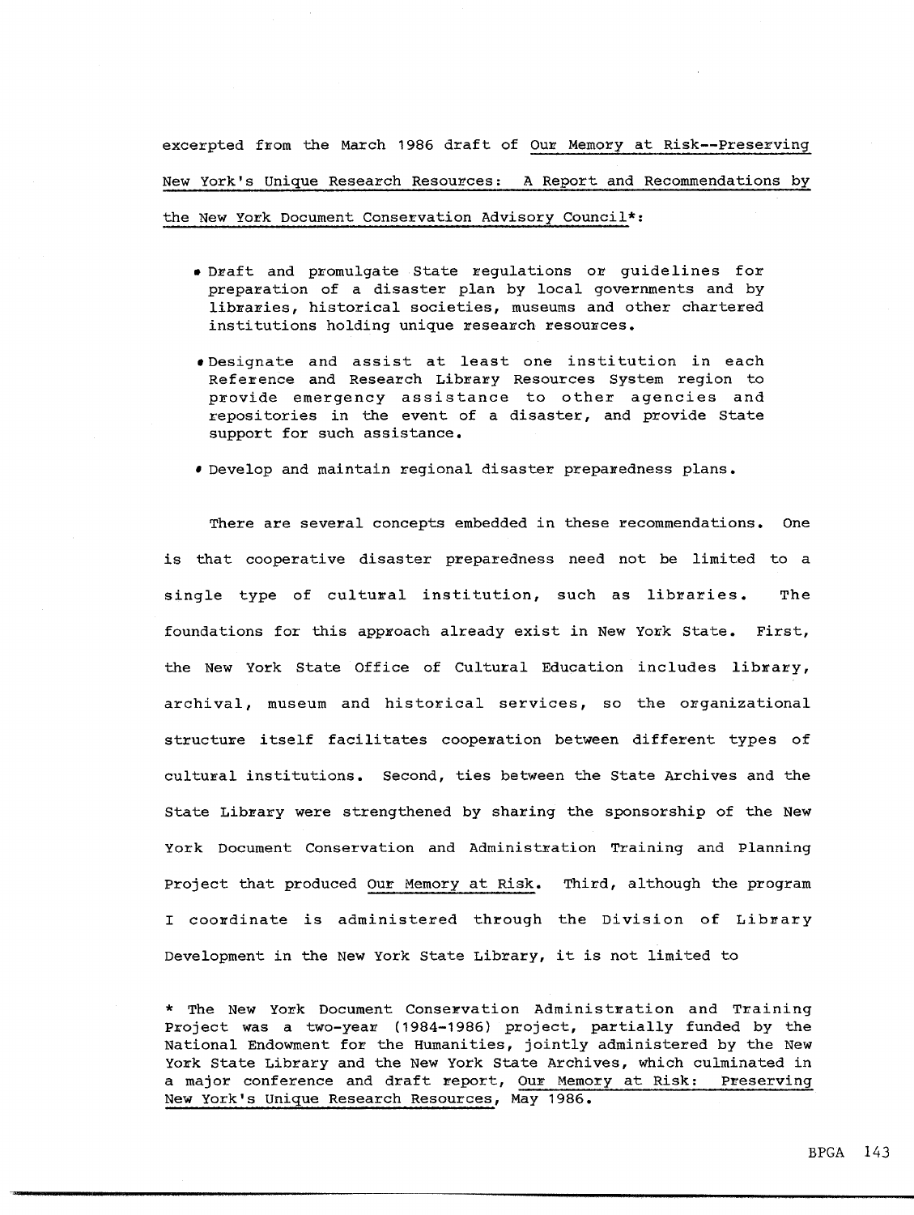excerpted from the March 1986 draft of Our Memory at Risk--Preserving New York's Unique Research Resources: A Report and Recommendations by the New York Document Conservation Advisory Council*:

- Draft and promulgate State regulations or guidelines for preparation of a disaster plan by local governments and by libraries, historical societies, museums and other chartered institutions holding unique research resources.
- Designate and assist at least one institution in each Reference and Research Library Resources System region to provide emergency assistance to other agencies and repositories in the event of a disaster, and provide State support for such assistance.
- Develop and maintain regional disaster preparedness plans.

There are several concepts embedded in these recommendations. One is that cooperative disaster preparedness need not be limited to a single type of cultural institution, such as libraries. The foundations for this approach already exist in New York State. First, the New York State Office of Cultural Education includes library, archival, museum and historical services, so the organizational structure itself facilitates cooperation between different types of cultural institutions. Second, ties between the State Archives and the State Library were strengthened by sharing the sponsorship of the New York Document Conservation and Administration Training and Planning Project that produced Our Memory at Risk. Third, although the program I coordinate is administered through the Division of Library Development in the New York State Library, it is not limited to

\* The New York Document Conservation Administration and Training Project was a two-year (1984-1986) project, partially funded by the National Endowment for the Humanities, jointly administered by the New York State Library and the New York State Archives, which culminated in a major conference and draft report, Our Memory at Risk: Preserving New York's Unique Research Resources, May 1986.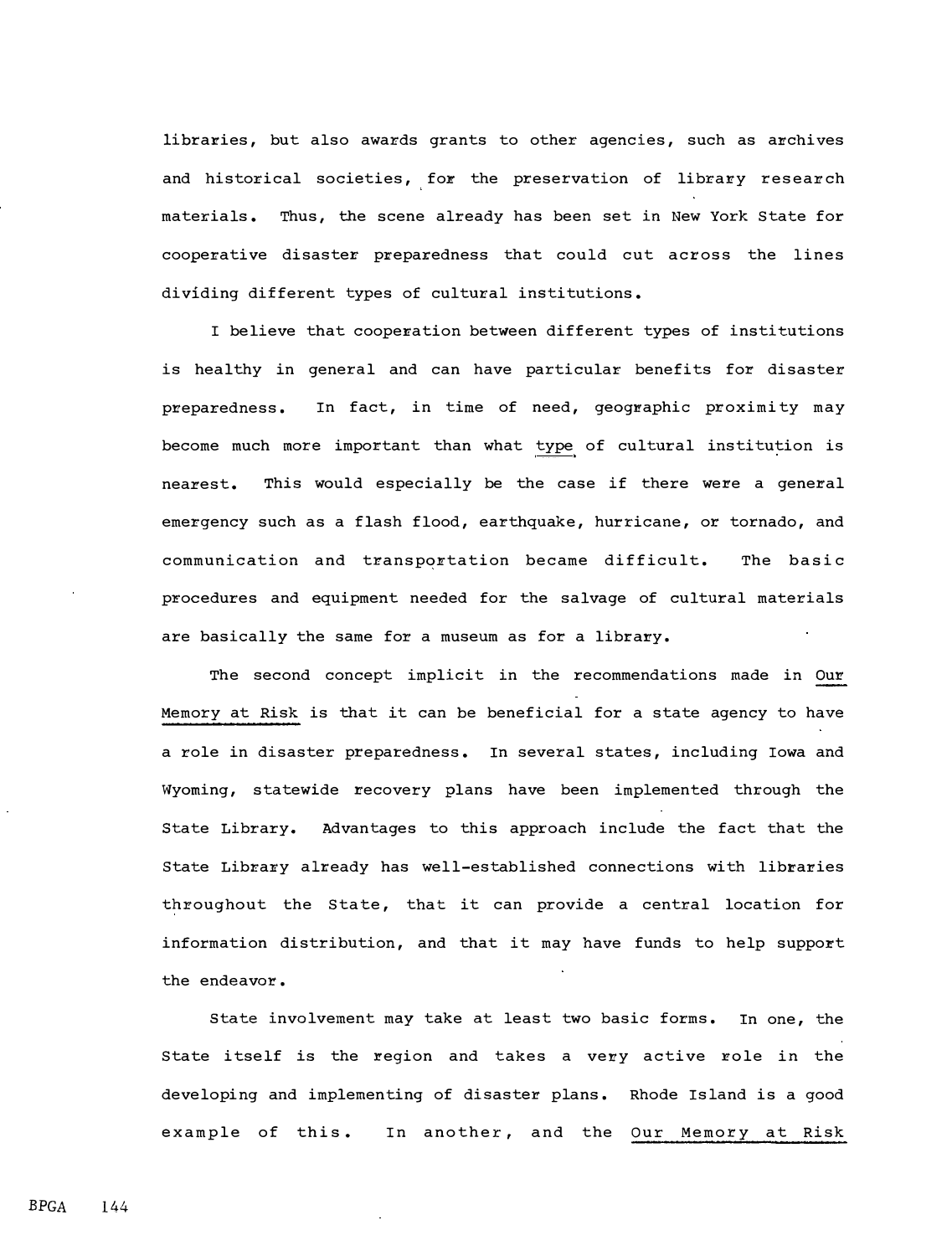libraries, but also awards grants to other agencies, such as archives and historical societies, for the preservation of library research materials. Thus, the scene already has been set in New York State for cooperative disaster preparedness that could cut across the lines dividing different types of cultural institutions.

I believe that cooperation between different types of institutions is healthy in general and can have particular benefits for disaster preparedness. In fact, in time of need, geographic proximity may become much more important than what _type_ of cultural institution is nearest. This would especially be the case if there were a general emergency such as a flash flood, earthquake, hurricane, or tornado, and communication and transportation became difficult. The basic procedures and equipment needed for the salvage of cultural materials are basically the same for a museum as for a library.

The second concept implicit in the recommendations made in _Our Memory at Risk_ is that it can be beneficial for a state agency to have a role in disaster preparedness. In several states, including Iowa and Wyoming, statewide recovery plans have been implemented through the State Library. Advantages to this approach include the fact that the State Library already has well-established connections with libraries throughout the State, that it can provide a central location for information distribution, and that it may have funds to help support the endeavor.

State involvement may take at least two basic forms. In one, the State itself is the region and takes a very active role in the developing and implementing of disaster plans. Rhode Island is a good example of this. In another, and the _Our Memory at Risk_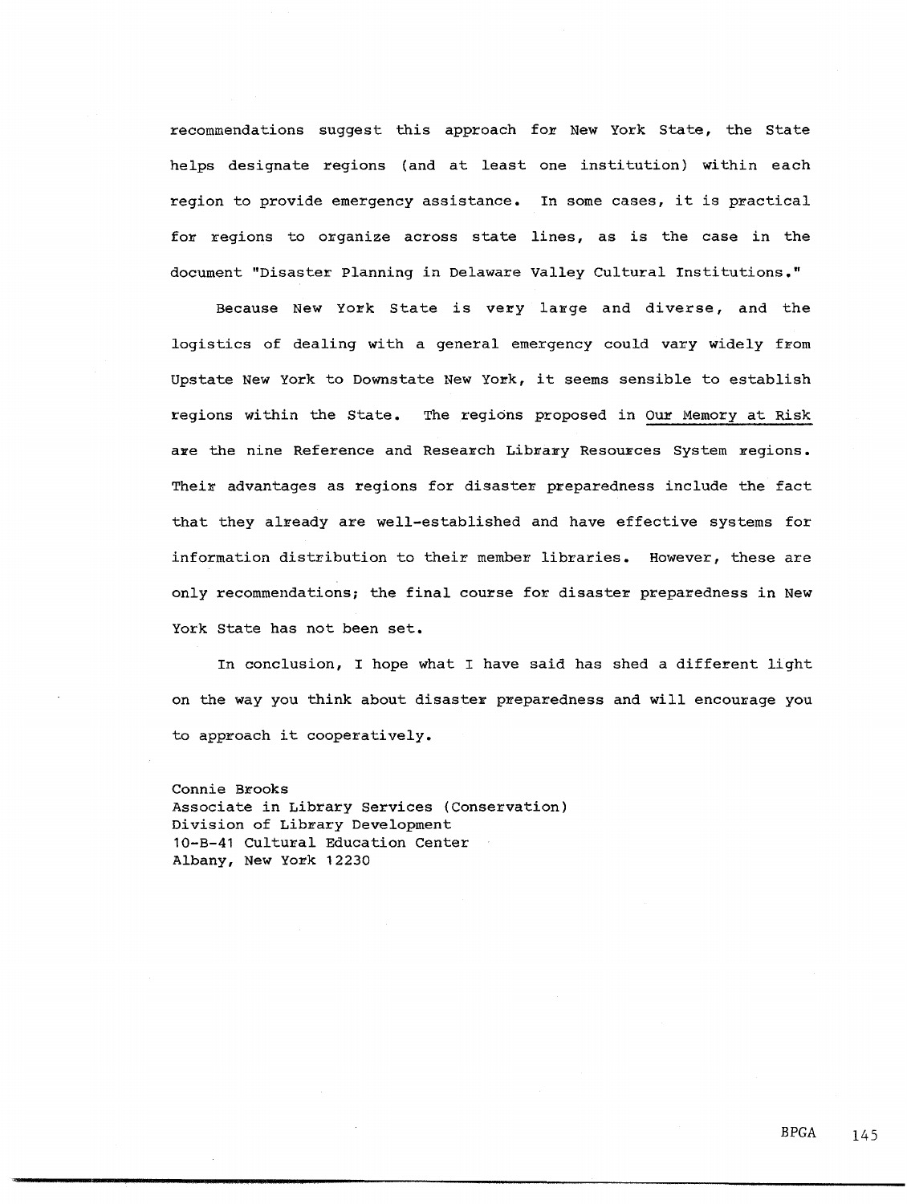recommendations suggest this approach for New York State, the State helps designate regions (and at least one institution) within each region to provide emergency assistance. In some cases, it is practical for regions to organize across state lines, as is the case in the document "Disaster Planning in Delaware Valley Cultural Institutions."

Because New York State is very large and diverse, and the logistics of dealing with a general emergency could vary widely from Upstate New York to Downstate New York, it seems sensible to establish regions within the State. The regions proposed in Our Memory at Risk are the nine Reference and Research Library Resources System regions. Their advantages as regions for disaster preparedness include the fact that they already are well-established and have effective systems for information distribution to their member libraries. However, these are only recommendations; the final course for disaster preparedness in New York State has not been set.

In conclusion, I hope what I have said has shed a different light on the way you think about disaster preparedness and will encourage you to approach it cooperatively.

Connie Brooks
Associate in Library Services (Conservation)
Division of Library Development
10-B-41 Cultural Education Center
Albany, New York 12230